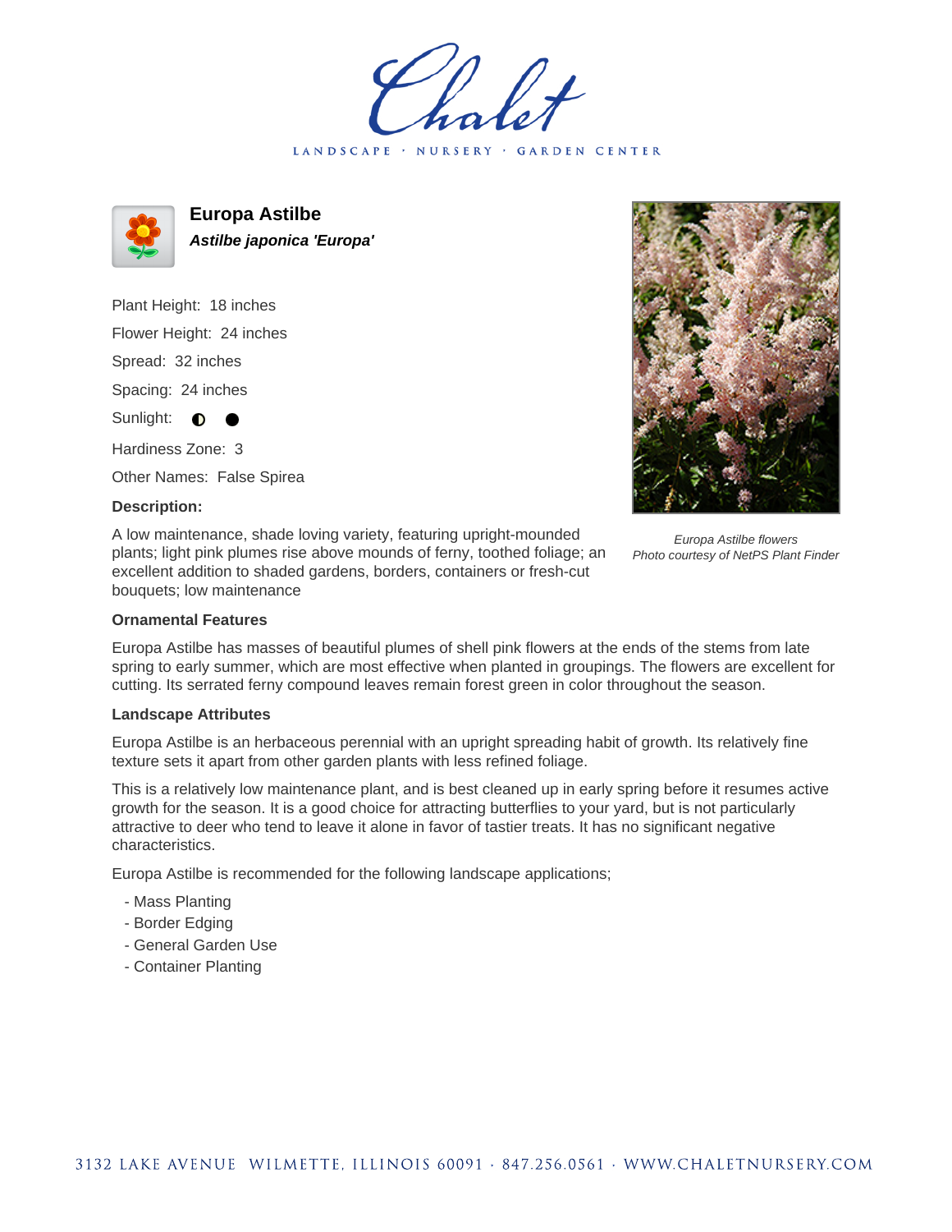# Chalet

LANDSCAPE · NURSERY · GARDEN CENTER

## Europa Astilbe

***Astilbe japonica 'Europa'***

Plant Height: 18 inches

Flower Height: 24 inches

Spread: 32 inches

Spacing: 24 inches

Sunlight: ◐ ●

Hardiness Zone: 3

Other Names: False Spirea

**Description:**

A low maintenance, shade loving variety, featuring upright-mounded plants; light pink plumes rise above mounds of ferny, toothed foliage; an excellent addition to shaded gardens, borders, containers or fresh-cut bouquets; low maintenance

*Europa Astilbe flowers*
*Photo courtesy of NetPS Plant Finder*

**Ornamental Features**

Europa Astilbe has masses of beautiful plumes of shell pink flowers at the ends of the stems from late spring to early summer, which are most effective when planted in groupings. The flowers are excellent for cutting. Its serrated ferny compound leaves remain forest green in color throughout the season.

**Landscape Attributes**

Europa Astilbe is an herbaceous perennial with an upright spreading habit of growth. Its relatively fine texture sets it apart from other garden plants with less refined foliage.

This is a relatively low maintenance plant, and is best cleaned up in early spring before it resumes active growth for the season. It is a good choice for attracting butterflies to your yard, but is not particularly attractive to deer who tend to leave it alone in favor of tastier treats. It has no significant negative characteristics.

Europa Astilbe is recommended for the following landscape applications;

- Mass Planting
- Border Edging
- General Garden Use
- Container Planting

3132 LAKE AVENUE WILMETTE, ILLINOIS 60091 · 847.256.0561 · WWW.CHALETNURSERY.COM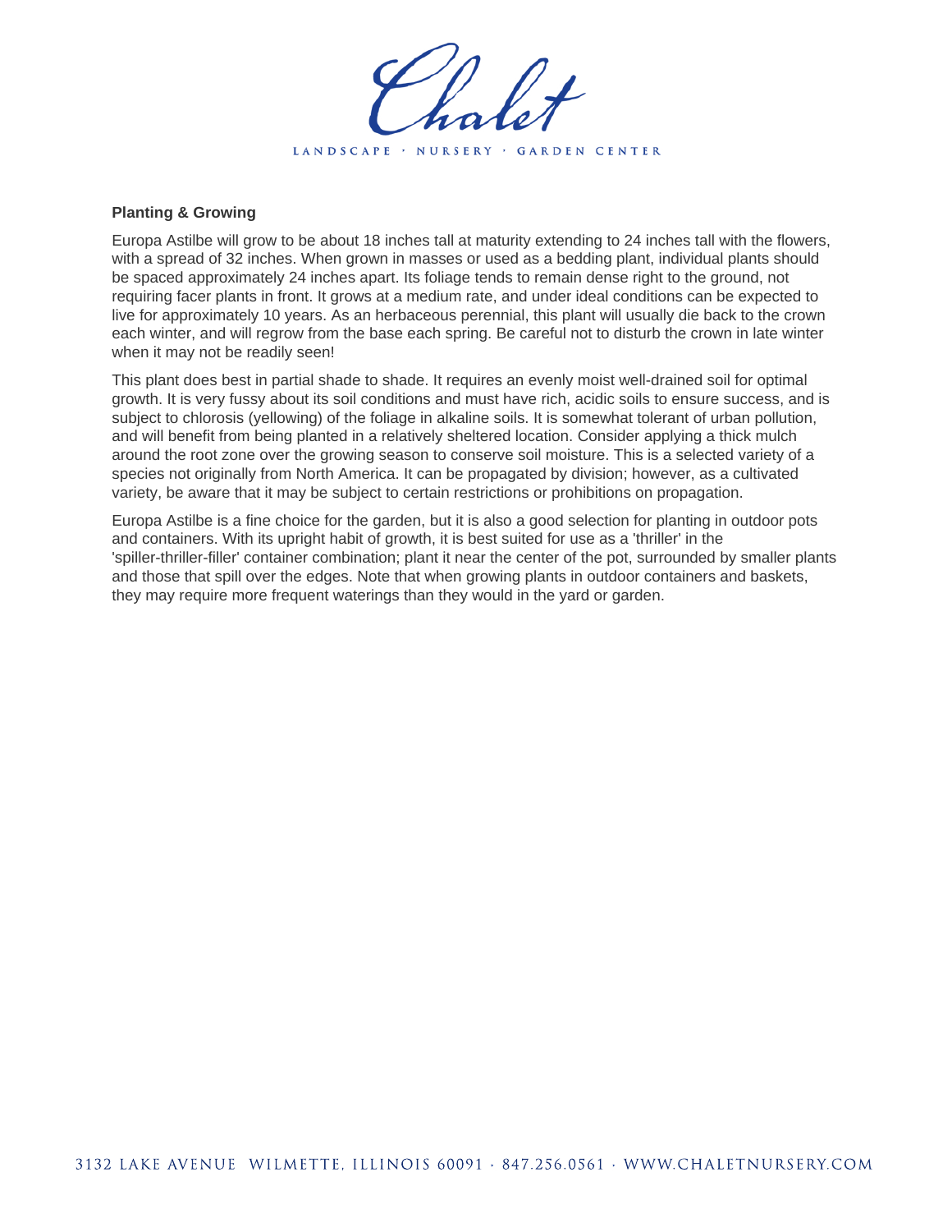### Planting & Growing

Europa Astilbe will grow to be about 18 inches tall at maturity extending to 24 inches tall with the flowers, with a spread of 32 inches. When grown in masses or used as a bedding plant, individual plants should be spaced approximately 24 inches apart. Its foliage tends to remain dense right to the ground, not requiring facer plants in front. It grows at a medium rate, and under ideal conditions can be expected to live for approximately 10 years. As an herbaceous perennial, this plant will usually die back to the crown each winter, and will regrow from the base each spring. Be careful not to disturb the crown in late winter when it may not be readily seen!

This plant does best in partial shade to shade. It requires an evenly moist well-drained soil for optimal growth. It is very fussy about its soil conditions and must have rich, acidic soils to ensure success, and is subject to chlorosis (yellowing) of the foliage in alkaline soils. It is somewhat tolerant of urban pollution, and will benefit from being planted in a relatively sheltered location. Consider applying a thick mulch around the root zone over the growing season to conserve soil moisture. This is a selected variety of a species not originally from North America. It can be propagated by division; however, as a cultivated variety, be aware that it may be subject to certain restrictions or prohibitions on propagation.

Europa Astilbe is a fine choice for the garden, but it is also a good selection for planting in outdoor pots and containers. With its upright habit of growth, it is best suited for use as a 'thriller' in the 'spiller-thriller-filler' container combination; plant it near the center of the pot, surrounded by smaller plants and those that spill over the edges. Note that when growing plants in outdoor containers and baskets, they may require more frequent waterings than they would in the yard or garden.